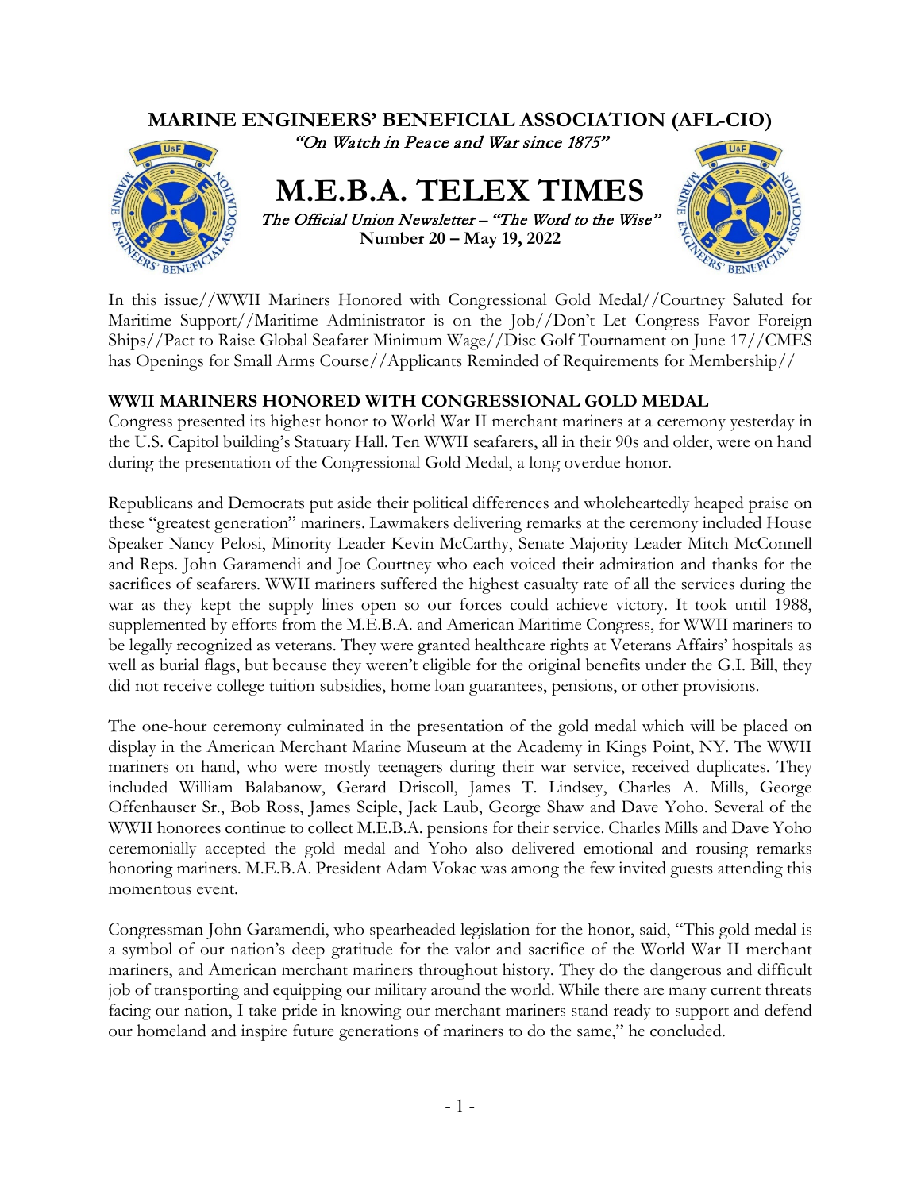# MARINE ENGINEERS' BENEFICIAL ASSOCIATION (AFL-CIO)

*"On Watch in Peace and War since 1875"*

# M.E.B.A. TELEX TIMES

*The Official Union Newsletter – "The Word to the Wise"*

**Number 20 – May 19, 2022**

In this issue//WWII Mariners Honored with Congressional Gold Medal//Courtney Saluted for Maritime Support//Maritime Administrator is on the Job//Don't Let Congress Favor Foreign Ships//Pact to Raise Global Seafarer Minimum Wage//Disc Golf Tournament on June 17//CMES has Openings for Small Arms Course//Applicants Reminded of Requirements for Membership//

## WWII MARINERS HONORED WITH CONGRESSIONAL GOLD MEDAL

Congress presented its highest honor to World War II merchant mariners at a ceremony yesterday in the U.S. Capitol building's Statuary Hall. Ten WWII seafarers, all in their 90s and older, were on hand during the presentation of the Congressional Gold Medal, a long overdue honor.

Republicans and Democrats put aside their political differences and wholeheartedly heaped praise on these "greatest generation" mariners. Lawmakers delivering remarks at the ceremony included House Speaker Nancy Pelosi, Minority Leader Kevin McCarthy, Senate Majority Leader Mitch McConnell and Reps. John Garamendi and Joe Courtney who each voiced their admiration and thanks for the sacrifices of seafarers. WWII mariners suffered the highest casualty rate of all the services during the war as they kept the supply lines open so our forces could achieve victory. It took until 1988, supplemented by efforts from the M.E.B.A. and American Maritime Congress, for WWII mariners to be legally recognized as veterans. They were granted healthcare rights at Veterans Affairs' hospitals as well as burial flags, but because they weren't eligible for the original benefits under the G.I. Bill, they did not receive college tuition subsidies, home loan guarantees, pensions, or other provisions.

The one-hour ceremony culminated in the presentation of the gold medal which will be placed on display in the American Merchant Marine Museum at the Academy in Kings Point, NY. The WWII mariners on hand, who were mostly teenagers during their war service, received duplicates. They included William Balabanow, Gerard Driscoll, James T. Lindsey, Charles A. Mills, George Offenhauser Sr., Bob Ross, James Sciple, Jack Laub, George Shaw and Dave Yoho. Several of the WWII honorees continue to collect M.E.B.A. pensions for their service. Charles Mills and Dave Yoho ceremonially accepted the gold medal and Yoho also delivered emotional and rousing remarks honoring mariners. M.E.B.A. President Adam Vokac was among the few invited guests attending this momentous event.

Congressman John Garamendi, who spearheaded legislation for the honor, said, "This gold medal is a symbol of our nation's deep gratitude for the valor and sacrifice of the World War II merchant mariners, and American merchant mariners throughout history. They do the dangerous and difficult job of transporting and equipping our military around the world. While there are many current threats facing our nation, I take pride in knowing our merchant mariners stand ready to support and defend our homeland and inspire future generations of mariners to do the same," he concluded.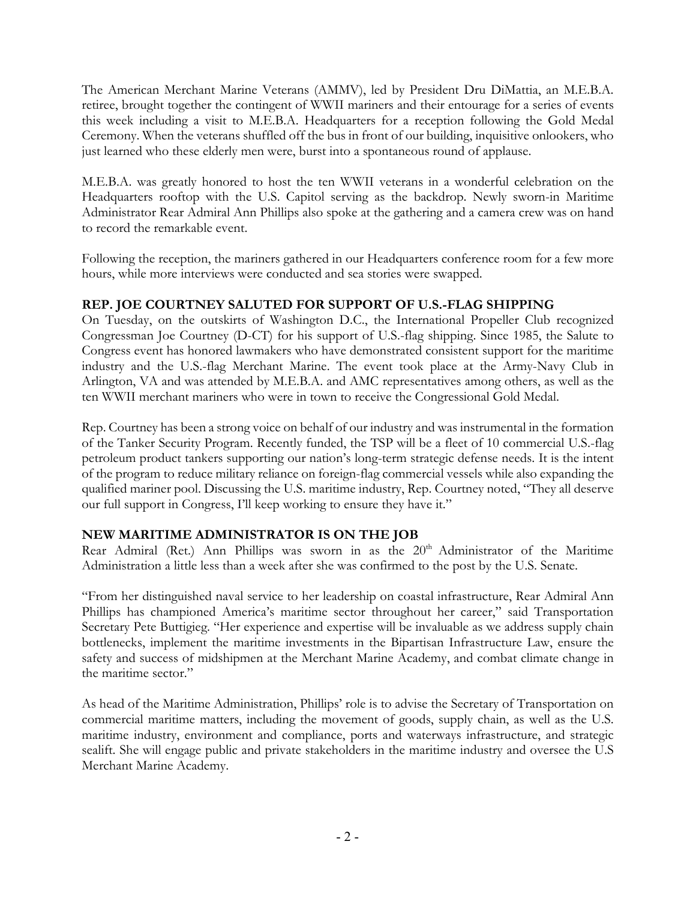The American Merchant Marine Veterans (AMMV), led by President Dru DiMattia, an M.E.B.A. retiree, brought together the contingent of WWII mariners and their entourage for a series of events this week including a visit to M.E.B.A. Headquarters for a reception following the Gold Medal Ceremony. When the veterans shuffled off the bus in front of our building, inquisitive onlookers, who just learned who these elderly men were, burst into a spontaneous round of applause.

M.E.B.A. was greatly honored to host the ten WWII veterans in a wonderful celebration on the Headquarters rooftop with the U.S. Capitol serving as the backdrop. Newly sworn-in Maritime Administrator Rear Admiral Ann Phillips also spoke at the gathering and a camera crew was on hand to record the remarkable event.

Following the reception, the mariners gathered in our Headquarters conference room for a few more hours, while more interviews were conducted and sea stories were swapped.

## REP. JOE COURTNEY SALUTED FOR SUPPORT OF U.S.-FLAG SHIPPING

On Tuesday, on the outskirts of Washington D.C., the International Propeller Club recognized Congressman Joe Courtney (D-CT) for his support of U.S.-flag shipping. Since 1985, the Salute to Congress event has honored lawmakers who have demonstrated consistent support for the maritime industry and the U.S.-flag Merchant Marine. The event took place at the Army-Navy Club in Arlington, VA and was attended by M.E.B.A. and AMC representatives among others, as well as the ten WWII merchant mariners who were in town to receive the Congressional Gold Medal.

Rep. Courtney has been a strong voice on behalf of our industry and was instrumental in the formation of the Tanker Security Program. Recently funded, the TSP will be a fleet of 10 commercial U.S.-flag petroleum product tankers supporting our nation's long-term strategic defense needs. It is the intent of the program to reduce military reliance on foreign-flag commercial vessels while also expanding the qualified mariner pool. Discussing the U.S. maritime industry, Rep. Courtney noted, "They all deserve our full support in Congress, I'll keep working to ensure they have it."

## NEW MARITIME ADMINISTRATOR IS ON THE JOB

Rear Admiral (Ret.) Ann Phillips was sworn in as the 20th Administrator of the Maritime Administration a little less than a week after she was confirmed to the post by the U.S. Senate.

"From her distinguished naval service to her leadership on coastal infrastructure, Rear Admiral Ann Phillips has championed America's maritime sector throughout her career," said Transportation Secretary Pete Buttigieg. "Her experience and expertise will be invaluable as we address supply chain bottlenecks, implement the maritime investments in the Bipartisan Infrastructure Law, ensure the safety and success of midshipmen at the Merchant Marine Academy, and combat climate change in the maritime sector."

As head of the Maritime Administration, Phillips' role is to advise the Secretary of Transportation on commercial maritime matters, including the movement of goods, supply chain, as well as the U.S. maritime industry, environment and compliance, ports and waterways infrastructure, and strategic sealift. She will engage public and private stakeholders in the maritime industry and oversee the U.S Merchant Marine Academy.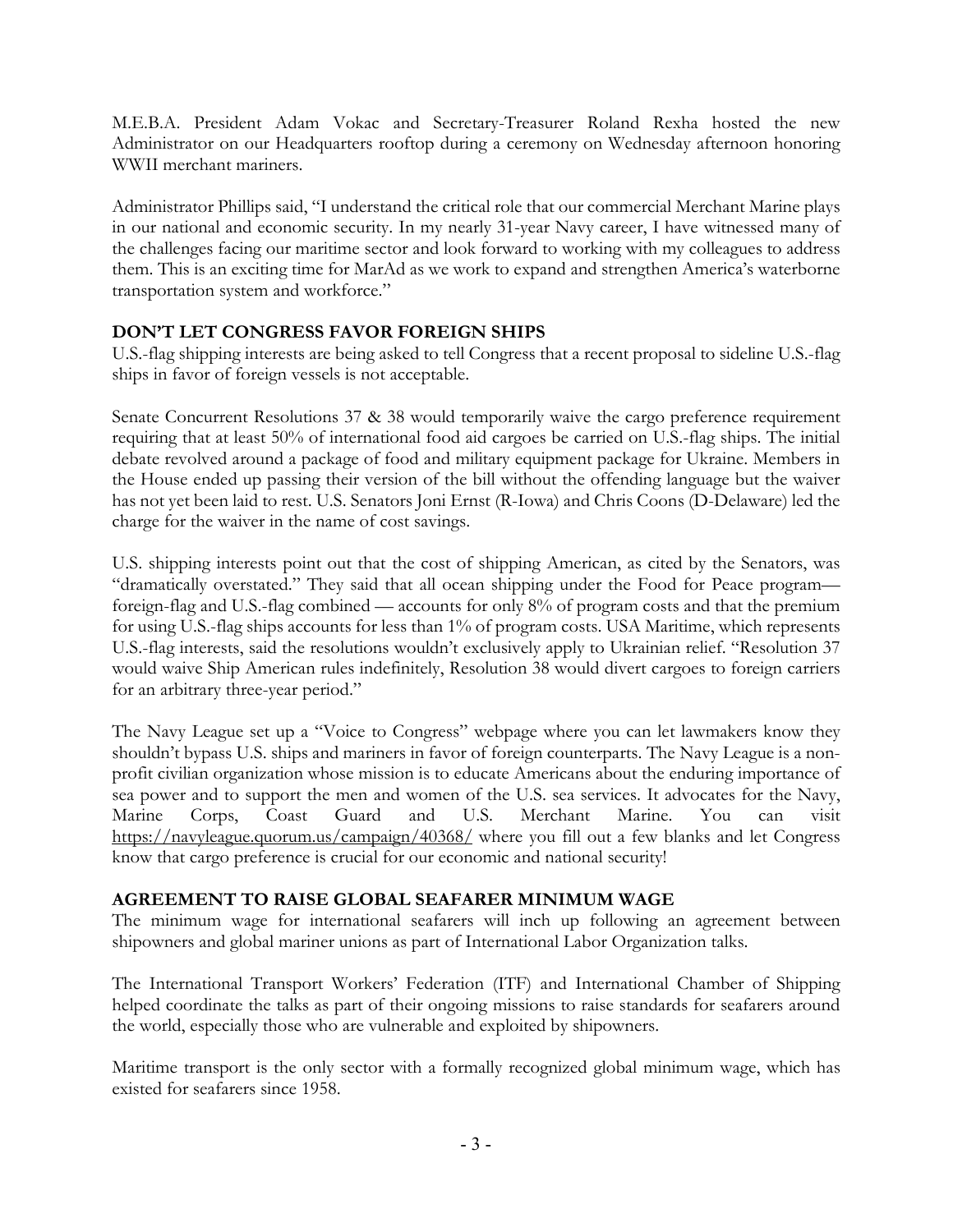M.E.B.A. President Adam Vokac and Secretary-Treasurer Roland Rexha hosted the new Administrator on our Headquarters rooftop during a ceremony on Wednesday afternoon honoring WWII merchant mariners.

Administrator Phillips said, "I understand the critical role that our commercial Merchant Marine plays in our national and economic security. In my nearly 31-year Navy career, I have witnessed many of the challenges facing our maritime sector and look forward to working with my colleagues to address them. This is an exciting time for MarAd as we work to expand and strengthen America's waterborne transportation system and workforce."

## DON'T LET CONGRESS FAVOR FOREIGN SHIPS

U.S.-flag shipping interests are being asked to tell Congress that a recent proposal to sideline U.S.-flag ships in favor of foreign vessels is not acceptable.

Senate Concurrent Resolutions 37 & 38 would temporarily waive the cargo preference requirement requiring that at least 50% of international food aid cargoes be carried on U.S.-flag ships. The initial debate revolved around a package of food and military equipment package for Ukraine. Members in the House ended up passing their version of the bill without the offending language but the waiver has not yet been laid to rest. U.S. Senators Joni Ernst (R-Iowa) and Chris Coons (D-Delaware) led the charge for the waiver in the name of cost savings.

U.S. shipping interests point out that the cost of shipping American, as cited by the Senators, was "dramatically overstated." They said that all ocean shipping under the Food for Peace program—foreign-flag and U.S.-flag combined — accounts for only 8% of program costs and that the premium for using U.S.-flag ships accounts for less than 1% of program costs. USA Maritime, which represents U.S.-flag interests, said the resolutions wouldn't exclusively apply to Ukrainian relief. "Resolution 37 would waive Ship American rules indefinitely, Resolution 38 would divert cargoes to foreign carriers for an arbitrary three-year period."

The Navy League set up a "Voice to Congress" webpage where you can let lawmakers know they shouldn't bypass U.S. ships and mariners in favor of foreign counterparts. The Navy League is a non-profit civilian organization whose mission is to educate Americans about the enduring importance of sea power and to support the men and women of the U.S. sea services. It advocates for the Navy, Marine Corps, Coast Guard and U.S. Merchant Marine. You can visit https://navyleague.quorum.us/campaign/40368/ where you fill out a few blanks and let Congress know that cargo preference is crucial for our economic and national security!

## AGREEMENT TO RAISE GLOBAL SEAFARER MINIMUM WAGE

The minimum wage for international seafarers will inch up following an agreement between shipowners and global mariner unions as part of International Labor Organization talks.

The International Transport Workers' Federation (ITF) and International Chamber of Shipping helped coordinate the talks as part of their ongoing missions to raise standards for seafarers around the world, especially those who are vulnerable and exploited by shipowners.

Maritime transport is the only sector with a formally recognized global minimum wage, which has existed for seafarers since 1958.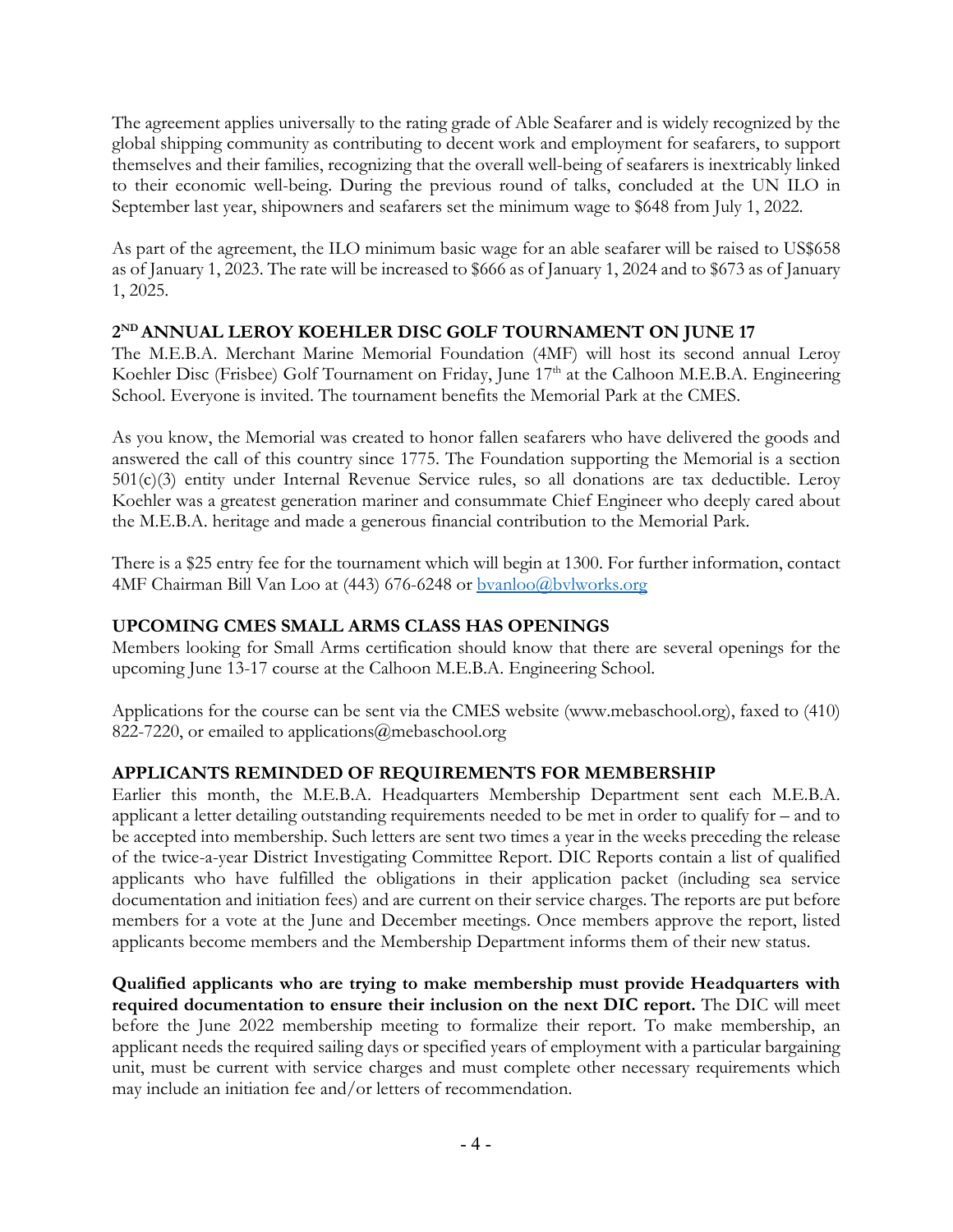The agreement applies universally to the rating grade of Able Seafarer and is widely recognized by the global shipping community as contributing to decent work and employment for seafarers, to support themselves and their families, recognizing that the overall well-being of seafarers is inextricably linked to their economic well-being. During the previous round of talks, concluded at the UN ILO in September last year, shipowners and seafarers set the minimum wage to $648 from July 1, 2022.

As part of the agreement, the ILO minimum basic wage for an able seafarer will be raised to US$658 as of January 1, 2023. The rate will be increased to $666 as of January 1, 2024 and to $673 as of January 1, 2025.

## 2ND ANNUAL LEROY KOEHLER DISC GOLF TOURNAMENT ON JUNE 17

The M.E.B.A. Merchant Marine Memorial Foundation (4MF) will host its second annual Leroy Koehler Disc (Frisbee) Golf Tournament on Friday, June 17th at the Calhoon M.E.B.A. Engineering School. Everyone is invited. The tournament benefits the Memorial Park at the CMES.

As you know, the Memorial was created to honor fallen seafarers who have delivered the goods and answered the call of this country since 1775. The Foundation supporting the Memorial is a section 501(c)(3) entity under Internal Revenue Service rules, so all donations are tax deductible. Leroy Koehler was a greatest generation mariner and consummate Chief Engineer who deeply cared about the M.E.B.A. heritage and made a generous financial contribution to the Memorial Park.

There is a $25 entry fee for the tournament which will begin at 1300. For further information, contact 4MF Chairman Bill Van Loo at (443) 676-6248 or bvanloo@bvlworks.org

## UPCOMING CMES SMALL ARMS CLASS HAS OPENINGS

Members looking for Small Arms certification should know that there are several openings for the upcoming June 13-17 course at the Calhoon M.E.B.A. Engineering School.

Applications for the course can be sent via the CMES website (www.mebaschool.org), faxed to (410) 822-7220, or emailed to applications@mebaschool.org

## APPLICANTS REMINDED OF REQUIREMENTS FOR MEMBERSHIP

Earlier this month, the M.E.B.A. Headquarters Membership Department sent each M.E.B.A. applicant a letter detailing outstanding requirements needed to be met in order to qualify for – and to be accepted into membership. Such letters are sent two times a year in the weeks preceding the release of the twice-a-year District Investigating Committee Report. DIC Reports contain a list of qualified applicants who have fulfilled the obligations in their application packet (including sea service documentation and initiation fees) and are current on their service charges. The reports are put before members for a vote at the June and December meetings. Once members approve the report, listed applicants become members and the Membership Department informs them of their new status.

**Qualified applicants who are trying to make membership must provide Headquarters with required documentation to ensure their inclusion on the next DIC report.** The DIC will meet before the June 2022 membership meeting to formalize their report. To make membership, an applicant needs the required sailing days or specified years of employment with a particular bargaining unit, must be current with service charges and must complete other necessary requirements which may include an initiation fee and/or letters of recommendation.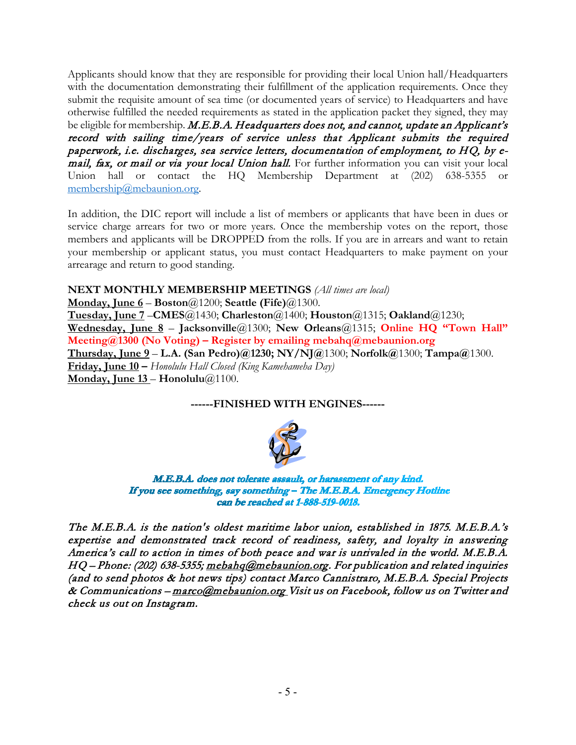Applicants should know that they are responsible for providing their local Union hall/Headquarters with the documentation demonstrating their fulfillment of the application requirements. Once they submit the requisite amount of sea time (or documented years of service) to Headquarters and have otherwise fulfilled the needed requirements as stated in the application packet they signed, they may be eligible for membership. ***M.E.B.A. Headquarters does not, and cannot, update an Applicant's record with sailing time/years of service unless that Applicant submits the required paperwork, i.e. discharges, sea service letters, documentation of employment, to HQ, by e-mail, fax, or mail or via your local Union hall.*** For further information you can visit your local Union hall or contact the HQ Membership Department at (202) 638-5355 or membership@mebaunion.org.

In addition, the DIC report will include a list of members or applicants that have been in dues or service charge arrears for two or more years. Once the membership votes on the report, those members and applicants will be DROPPED from the rolls. If you are in arrears and want to retain your membership or applicant status, you must contact Headquarters to make payment on your arrearage and return to good standing.

**NEXT MONTHLY MEMBERSHIP MEETINGS** *(All times are local)*

**Monday, June 6** – **Boston**@1200; **Seattle (Fife)**@1300.
**Tuesday, June 7** –**CMES**@1430; **Charleston**@1400; **Houston**@1315; **Oakland**@1230;
**Wednesday, June 8** – **Jacksonville**@1300; **New Orleans**@1315; **Online HQ "Town Hall" Meeting@1300 (No Voting) – Register by emailing mebahq@mebaunion.org**
**Thursday, June 9** – **L.A. (San Pedro)@1230; NY/NJ@**1300; **Norfolk@**1300; **Tampa@**1300.
**Friday, June 10 –** *Honolulu Hall Closed (King Kamehameha Day)*
**Monday, June 13** – **Honolulu**@1100.

**------FINISHED WITH ENGINES------**

***M.E.B.A. does not tolerate assault, or harassment of any kind.***
***If you see something, say something – The M.E.B.A. Emergency Hotline can be reached at 1-888-519-0018.***

*The M.E.B.A. is the nation's oldest maritime labor union, established in 1875. M.E.B.A.'s expertise and demonstrated track record of readiness, safety, and loyalty in answering America's call to action in times of both peace and war is unrivaled in the world. M.E.B.A. HQ – Phone: (202) 638-5355; mebahq@mebaunion.org. For publication and related inquiries (and to send photos & hot news tips) contact Marco Cannistraro, M.E.B.A. Special Projects & Communications – marco@mebaunion.org Visit us on Facebook, follow us on Twitter and check us out on Instagram.*